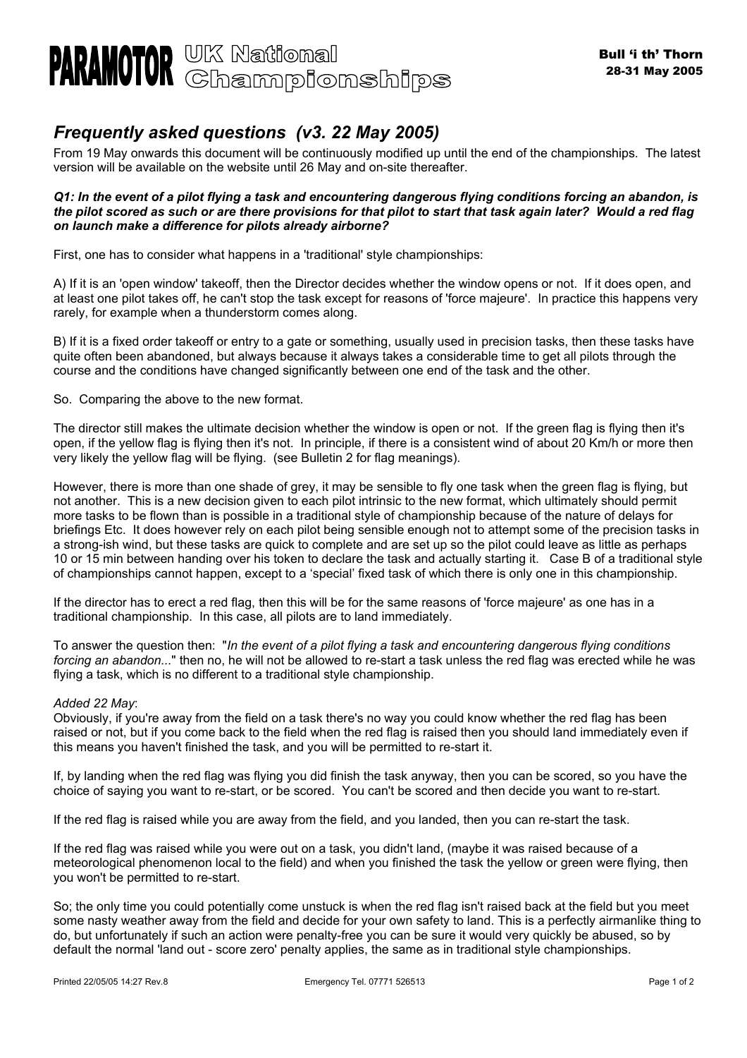# PARAMOTOR UK National Championships

**Bull 'i th' Thorn**
**28-31 May 2005**

## *Frequently asked questions (v3. 22 May 2005)*

From 19 May onwards this document will be continuously modified up until the end of the championships. The latest version will be available on the website until 26 May and on-site thereafter.

***Q1: In the event of a pilot flying a task and encountering dangerous flying conditions forcing an abandon, is the pilot scored as such or are there provisions for that pilot to start that task again later? Would a red flag on launch make a difference for pilots already airborne?***

First, one has to consider what happens in a 'traditional' style championships:

A) If it is an 'open window' takeoff, then the Director decides whether the window opens or not. If it does open, and at least one pilot takes off, he can't stop the task except for reasons of 'force majeure'. In practice this happens very rarely, for example when a thunderstorm comes along.

B) If it is a fixed order takeoff or entry to a gate or something, usually used in precision tasks, then these tasks have quite often been abandoned, but always because it always takes a considerable time to get all pilots through the course and the conditions have changed significantly between one end of the task and the other.

So. Comparing the above to the new format.

The director still makes the ultimate decision whether the window is open or not. If the green flag is flying then it's open, if the yellow flag is flying then it's not. In principle, if there is a consistent wind of about 20 Km/h or more then very likely the yellow flag will be flying. (see Bulletin 2 for flag meanings).

However, there is more than one shade of grey, it may be sensible to fly one task when the green flag is flying, but not another. This is a new decision given to each pilot intrinsic to the new format, which ultimately should permit more tasks to be flown than is possible in a traditional style of championship because of the nature of delays for briefings Etc. It does however rely on each pilot being sensible enough not to attempt some of the precision tasks in a strong-ish wind, but these tasks are quick to complete and are set up so the pilot could leave as little as perhaps 10 or 15 min between handing over his token to declare the task and actually starting it. Case B of a traditional style of championships cannot happen, except to a 'special' fixed task of which there is only one in this championship.

If the director has to erect a red flag, then this will be for the same reasons of 'force majeure' as one has in a traditional championship. In this case, all pilots are to land immediately.

To answer the question then: "*In the event of a pilot flying a task and encountering dangerous flying conditions forcing an abandon...*" then no, he will not be allowed to re-start a task unless the red flag was erected while he was flying a task, which is no different to a traditional style championship.

*Added 22 May*:
Obviously, if you're away from the field on a task there's no way you could know whether the red flag has been raised or not, but if you come back to the field when the red flag is raised then you should land immediately even if this means you haven't finished the task, and you will be permitted to re-start it.

If, by landing when the red flag was flying you did finish the task anyway, then you can be scored, so you have the choice of saying you want to re-start, or be scored. You can't be scored and then decide you want to re-start.

If the red flag is raised while you are away from the field, and you landed, then you can re-start the task.

If the red flag was raised while you were out on a task, you didn't land, (maybe it was raised because of a meteorological phenomenon local to the field) and when you finished the task the yellow or green were flying, then you won't be permitted to re-start.

So; the only time you could potentially come unstuck is when the red flag isn't raised back at the field but you meet some nasty weather away from the field and decide for your own safety to land. This is a perfectly airmanlike thing to do, but unfortunately if such an action were penalty-free you can be sure it would very quickly be abused, so by default the normal 'land out - score zero' penalty applies, the same as in traditional style championships.

Printed 22/05/05 14:27 Rev.8 Emergency Tel. 07771 526513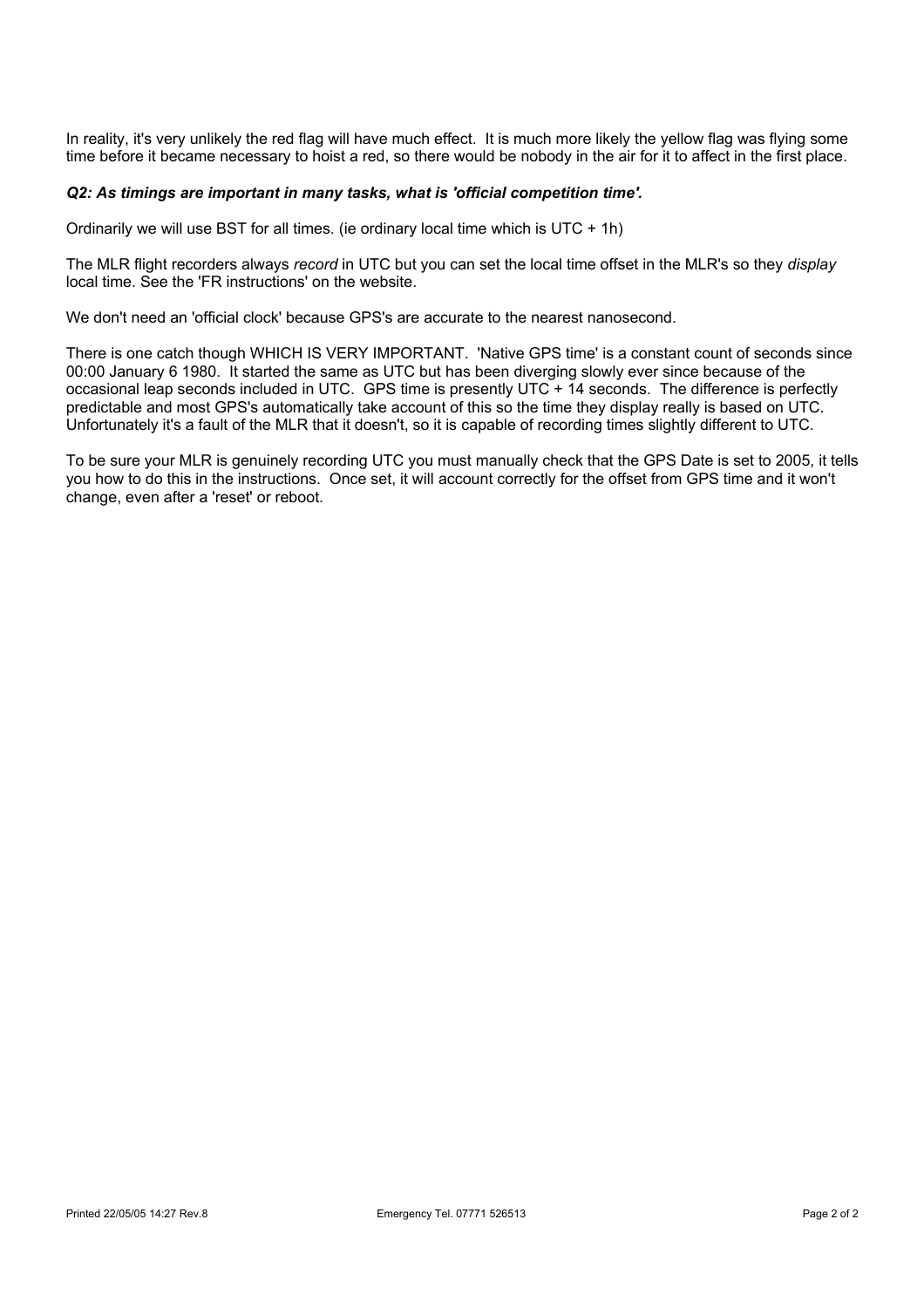In reality, it's very unlikely the red flag will have much effect. It is much more likely the yellow flag was flying some time before it became necessary to hoist a red, so there would be nobody in the air for it to affect in the first place.

***Q2: As timings are important in many tasks, what is 'official competition time'.***

Ordinarily we will use BST for all times. (ie ordinary local time which is UTC + 1h)

The MLR flight recorders always *record* in UTC but you can set the local time offset in the MLR's so they *display* local time. See the 'FR instructions' on the website.

We don't need an 'official clock' because GPS's are accurate to the nearest nanosecond.

There is one catch though WHICH IS VERY IMPORTANT. 'Native GPS time' is a constant count of seconds since 00:00 January 6 1980. It started the same as UTC but has been diverging slowly ever since because of the occasional leap seconds included in UTC. GPS time is presently UTC + 14 seconds. The difference is perfectly predictable and most GPS's automatically take account of this so the time they display really is based on UTC. Unfortunately it's a fault of the MLR that it doesn't, so it is capable of recording times slightly different to UTC.

To be sure your MLR is genuinely recording UTC you must manually check that the GPS Date is set to 2005, it tells you how to do this in the instructions. Once set, it will account correctly for the offset from GPS time and it won't change, even after a 'reset' or reboot.